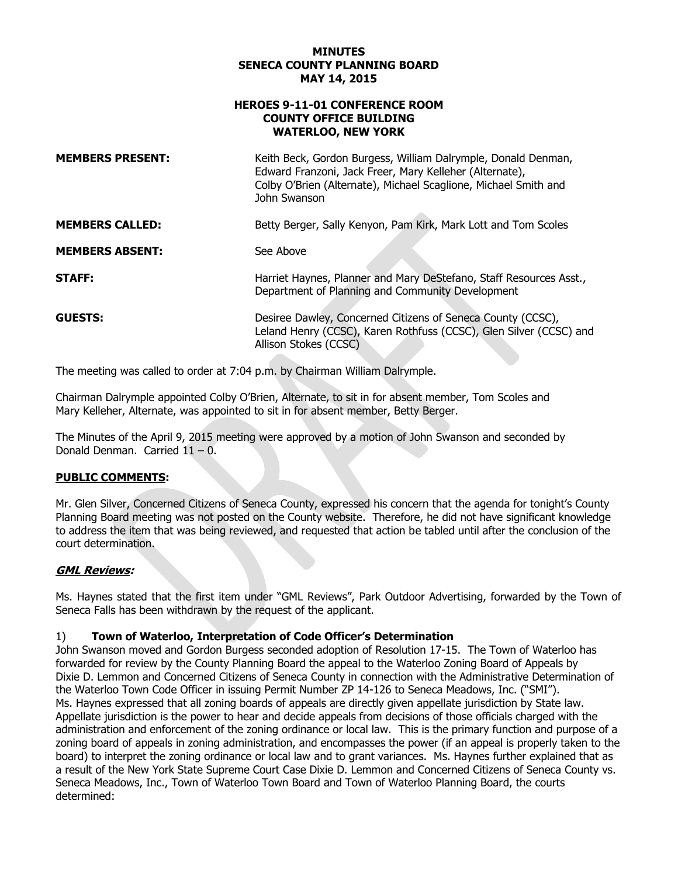# MINUTES
# SENECA COUNTY PLANNING BOARD
# MAY 14, 2015

## HEROES 9-11-01 CONFERENCE ROOM
## COUNTY OFFICE BUILDING
## WATERLOO, NEW YORK

**MEMBERS PRESENT:** Keith Beck, Gordon Burgess, William Dalrymple, Donald Denman, Edward Franzoni, Jack Freer, Mary Kelleher (Alternate), Colby O'Brien (Alternate), Michael Scaglione, Michael Smith and John Swanson

**MEMBERS CALLED:** Betty Berger, Sally Kenyon, Pam Kirk, Mark Lott and Tom Scoles

**MEMBERS ABSENT:** See Above

**STAFF:** Harriet Haynes, Planner and Mary DeStefano, Staff Resources Asst., Department of Planning and Community Development

**GUESTS:** Desiree Dawley, Concerned Citizens of Seneca County (CCSC), Leland Henry (CCSC), Karen Rothfuss (CCSC), Glen Silver (CCSC) and Allison Stokes (CCSC)

The meeting was called to order at 7:04 p.m. by Chairman William Dalrymple.

Chairman Dalrymple appointed Colby O'Brien, Alternate, to sit in for absent member, Tom Scoles and Mary Kelleher, Alternate, was appointed to sit in for absent member, Betty Berger.

The Minutes of the April 9, 2015 meeting were approved by a motion of John Swanson and seconded by Donald Denman. Carried 11 – 0.

**PUBLIC COMMENTS:**

Mr. Glen Silver, Concerned Citizens of Seneca County, expressed his concern that the agenda for tonight's County Planning Board meeting was not posted on the County website. Therefore, he did not have significant knowledge to address the item that was being reviewed, and requested that action be tabled until after the conclusion of the court determination.

***GML Reviews:***

Ms. Haynes stated that the first item under "GML Reviews", Park Outdoor Advertising, forwarded by the Town of Seneca Falls has been withdrawn by the request of the applicant.

1) **Town of Waterloo, Interpretation of Code Officer's Determination**

John Swanson moved and Gordon Burgess seconded adoption of Resolution 17-15. The Town of Waterloo has forwarded for review by the County Planning Board the appeal to the Waterloo Zoning Board of Appeals by Dixie D. Lemmon and Concerned Citizens of Seneca County in connection with the Administrative Determination of the Waterloo Town Code Officer in issuing Permit Number ZP 14-126 to Seneca Meadows, Inc. ("SMI"). Ms. Haynes expressed that all zoning boards of appeals are directly given appellate jurisdiction by State law. Appellate jurisdiction is the power to hear and decide appeals from decisions of those officials charged with the administration and enforcement of the zoning ordinance or local law. This is the primary function and purpose of a zoning board of appeals in zoning administration, and encompasses the power (if an appeal is properly taken to the board) to interpret the zoning ordinance or local law and to grant variances. Ms. Haynes further explained that as a result of the New York State Supreme Court Case Dixie D. Lemmon and Concerned Citizens of Seneca County vs. Seneca Meadows, Inc., Town of Waterloo Town Board and Town of Waterloo Planning Board, the courts determined: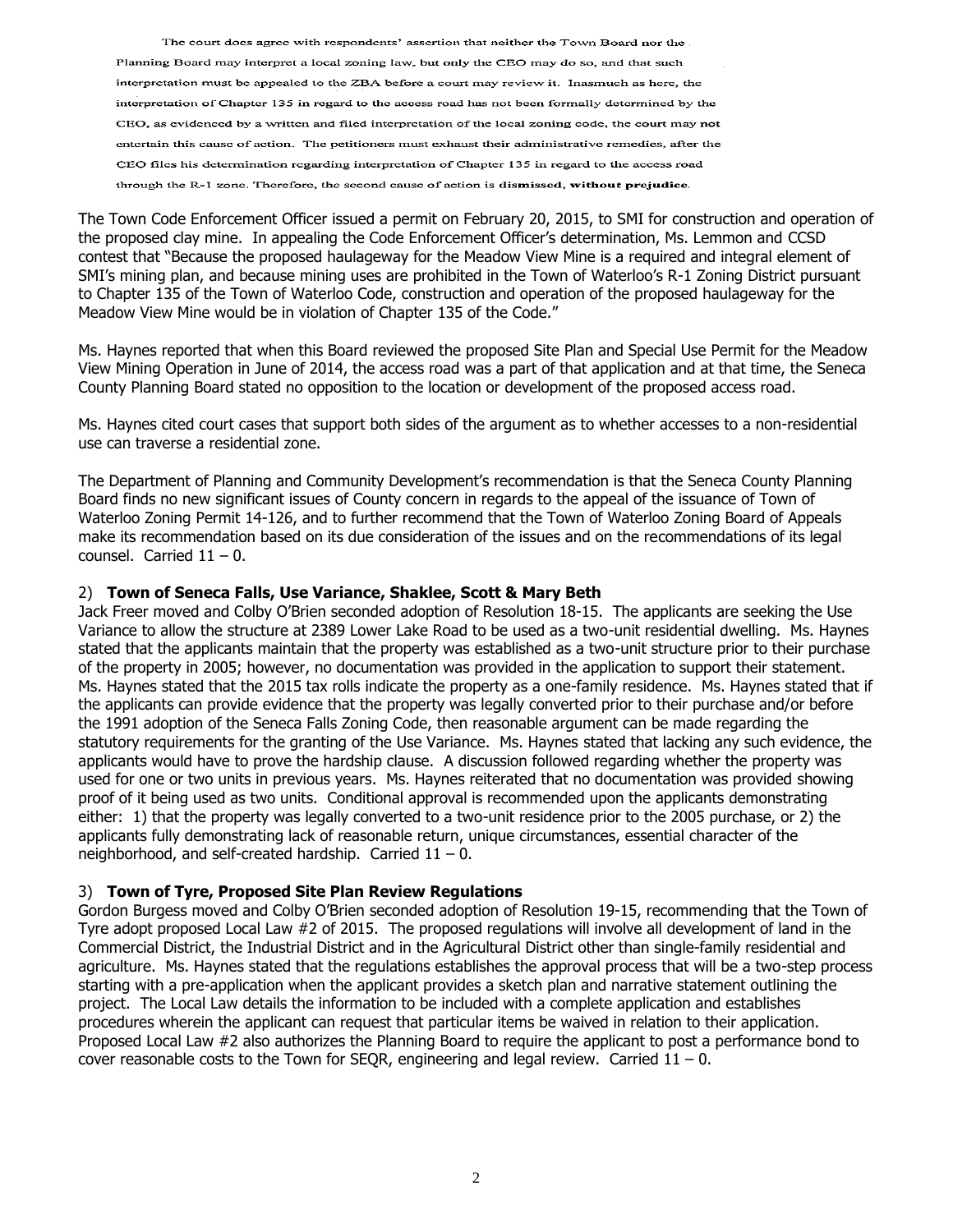The court does agree with respondents' assertion that neither the Town Board nor the Planning Board may interpret a local zoning law, but only the CEO may do so, and that such interpretation must be appealed to the ZBA before a court may review it. Inasmuch as here, the interpretation of Chapter 135 in regard to the access road has not been formally determined by the CEO, as evidenced by a written and filed interpretation of the local zoning code, the court may **not** entertain this cause of action. The petitioners must exhaust their administrative remedies, after the CEO files his determination regarding interpretation of Chapter 135 in regard to the access road through the R-1 zone. Therefore, the second cause of action is **dismissed, without prejudice**.

The Town Code Enforcement Officer issued a permit on February 20, 2015, to SMI for construction and operation of the proposed clay mine. In appealing the Code Enforcement Officer's determination, Ms. Lemmon and CCSD contest that "Because the proposed haulageway for the Meadow View Mine is a required and integral element of SMI's mining plan, and because mining uses are prohibited in the Town of Waterloo's R-1 Zoning District pursuant to Chapter 135 of the Town of Waterloo Code, construction and operation of the proposed haulageway for the Meadow View Mine would be in violation of Chapter 135 of the Code."

Ms. Haynes reported that when this Board reviewed the proposed Site Plan and Special Use Permit for the Meadow View Mining Operation in June of 2014, the access road was a part of that application and at that time, the Seneca County Planning Board stated no opposition to the location or development of the proposed access road.

Ms. Haynes cited court cases that support both sides of the argument as to whether accesses to a non-residential use can traverse a residential zone.

The Department of Planning and Community Development's recommendation is that the Seneca County Planning Board finds no new significant issues of County concern in regards to the appeal of the issuance of Town of Waterloo Zoning Permit 14-126, and to further recommend that the Town of Waterloo Zoning Board of Appeals make its recommendation based on its due consideration of the issues and on the recommendations of its legal counsel. Carried 11 – 0.

2) **Town of Seneca Falls, Use Variance, Shaklee, Scott & Mary Beth**

Jack Freer moved and Colby O'Brien seconded adoption of Resolution 18-15. The applicants are seeking the Use Variance to allow the structure at 2389 Lower Lake Road to be used as a two-unit residential dwelling. Ms. Haynes stated that the applicants maintain that the property was established as a two-unit structure prior to their purchase of the property in 2005; however, no documentation was provided in the application to support their statement. Ms. Haynes stated that the 2015 tax rolls indicate the property as a one-family residence. Ms. Haynes stated that if the applicants can provide evidence that the property was legally converted prior to their purchase and/or before the 1991 adoption of the Seneca Falls Zoning Code, then reasonable argument can be made regarding the statutory requirements for the granting of the Use Variance. Ms. Haynes stated that lacking any such evidence, the applicants would have to prove the hardship clause. A discussion followed regarding whether the property was used for one or two units in previous years. Ms. Haynes reiterated that no documentation was provided showing proof of it being used as two units. Conditional approval is recommended upon the applicants demonstrating either: 1) that the property was legally converted to a two-unit residence prior to the 2005 purchase, or 2) the applicants fully demonstrating lack of reasonable return, unique circumstances, essential character of the neighborhood, and self-created hardship. Carried 11 – 0.

3) **Town of Tyre, Proposed Site Plan Review Regulations**

Gordon Burgess moved and Colby O'Brien seconded adoption of Resolution 19-15, recommending that the Town of Tyre adopt proposed Local Law #2 of 2015. The proposed regulations will involve all development of land in the Commercial District, the Industrial District and in the Agricultural District other than single-family residential and agriculture. Ms. Haynes stated that the regulations establishes the approval process that will be a two-step process starting with a pre-application when the applicant provides a sketch plan and narrative statement outlining the project. The Local Law details the information to be included with a complete application and establishes procedures wherein the applicant can request that particular items be waived in relation to their application. Proposed Local Law #2 also authorizes the Planning Board to require the applicant to post a performance bond to cover reasonable costs to the Town for SEQR, engineering and legal review. Carried 11 – 0.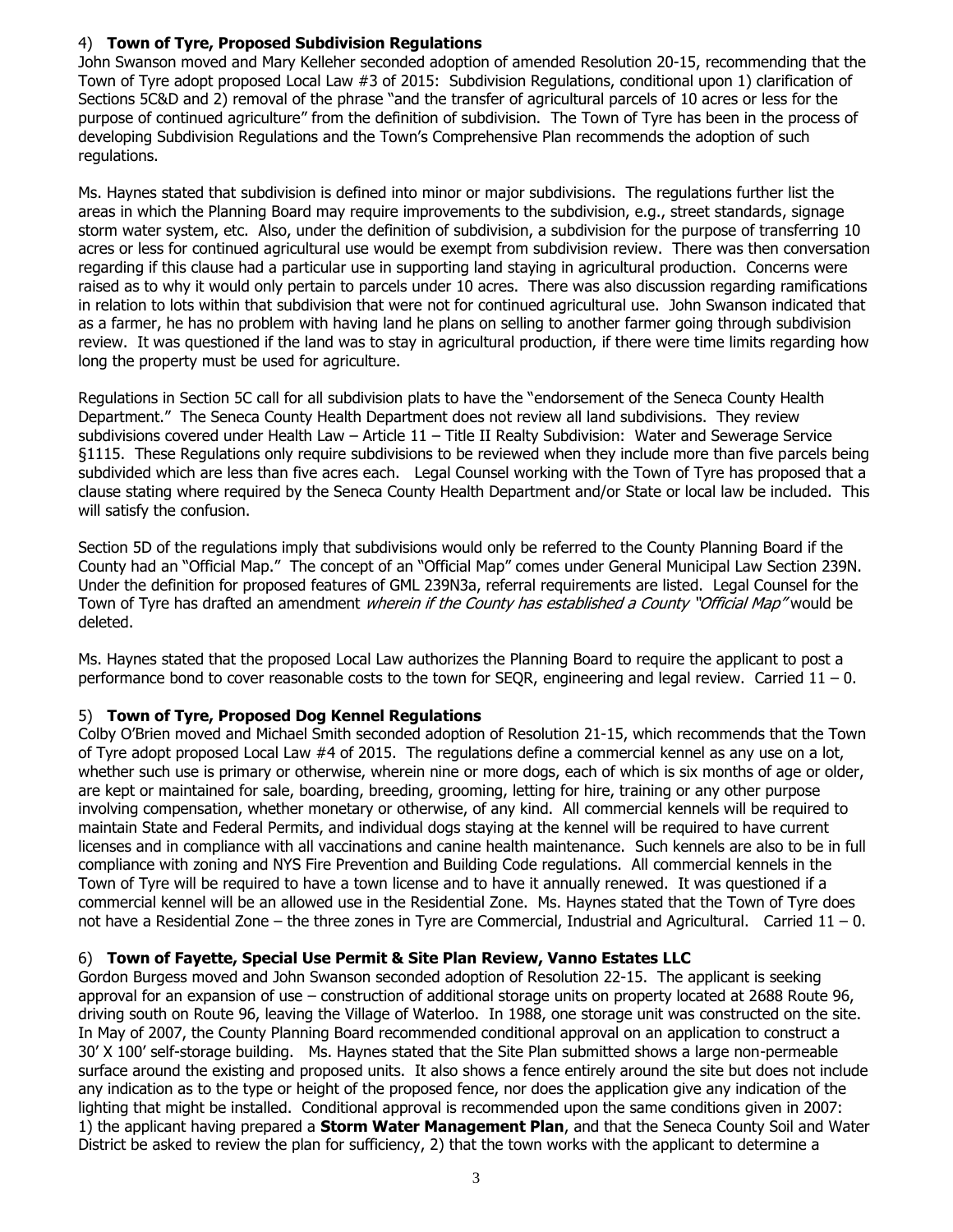4) **Town of Tyre, Proposed Subdivision Regulations**

John Swanson moved and Mary Kelleher seconded adoption of amended Resolution 20-15, recommending that the Town of Tyre adopt proposed Local Law #3 of 2015: Subdivision Regulations, conditional upon 1) clarification of Sections 5C&D and 2) removal of the phrase "and the transfer of agricultural parcels of 10 acres or less for the purpose of continued agriculture" from the definition of subdivision. The Town of Tyre has been in the process of developing Subdivision Regulations and the Town's Comprehensive Plan recommends the adoption of such regulations.

Ms. Haynes stated that subdivision is defined into minor or major subdivisions. The regulations further list the areas in which the Planning Board may require improvements to the subdivision, e.g., street standards, signage storm water system, etc. Also, under the definition of subdivision, a subdivision for the purpose of transferring 10 acres or less for continued agricultural use would be exempt from subdivision review. There was then conversation regarding if this clause had a particular use in supporting land staying in agricultural production. Concerns were raised as to why it would only pertain to parcels under 10 acres. There was also discussion regarding ramifications in relation to lots within that subdivision that were not for continued agricultural use. John Swanson indicated that as a farmer, he has no problem with having land he plans on selling to another farmer going through subdivision review. It was questioned if the land was to stay in agricultural production, if there were time limits regarding how long the property must be used for agriculture.

Regulations in Section 5C call for all subdivision plats to have the "endorsement of the Seneca County Health Department." The Seneca County Health Department does not review all land subdivisions. They review subdivisions covered under Health Law – Article 11 – Title II Realty Subdivision: Water and Sewerage Service §1115. These Regulations only require subdivisions to be reviewed when they include more than five parcels being subdivided which are less than five acres each. Legal Counsel working with the Town of Tyre has proposed that a clause stating where required by the Seneca County Health Department and/or State or local law be included. This will satisfy the confusion.

Section 5D of the regulations imply that subdivisions would only be referred to the County Planning Board if the County had an "Official Map." The concept of an "Official Map" comes under General Municipal Law Section 239N. Under the definition for proposed features of GML 239N3a, referral requirements are listed. Legal Counsel for the Town of Tyre has drafted an amendment *wherein if the County has established a County "Official Map"* would be deleted.

Ms. Haynes stated that the proposed Local Law authorizes the Planning Board to require the applicant to post a performance bond to cover reasonable costs to the town for SEQR, engineering and legal review. Carried 11 – 0.

5) **Town of Tyre, Proposed Dog Kennel Regulations**

Colby O'Brien moved and Michael Smith seconded adoption of Resolution 21-15, which recommends that the Town of Tyre adopt proposed Local Law #4 of 2015. The regulations define a commercial kennel as any use on a lot, whether such use is primary or otherwise, wherein nine or more dogs, each of which is six months of age or older, are kept or maintained for sale, boarding, breeding, grooming, letting for hire, training or any other purpose involving compensation, whether monetary or otherwise, of any kind. All commercial kennels will be required to maintain State and Federal Permits, and individual dogs staying at the kennel will be required to have current licenses and in compliance with all vaccinations and canine health maintenance. Such kennels are also to be in full compliance with zoning and NYS Fire Prevention and Building Code regulations. All commercial kennels in the Town of Tyre will be required to have a town license and to have it annually renewed. It was questioned if a commercial kennel will be an allowed use in the Residential Zone. Ms. Haynes stated that the Town of Tyre does not have a Residential Zone – the three zones in Tyre are Commercial, Industrial and Agricultural. Carried 11 – 0.

6) **Town of Fayette, Special Use Permit & Site Plan Review, Vanno Estates LLC**

Gordon Burgess moved and John Swanson seconded adoption of Resolution 22-15. The applicant is seeking approval for an expansion of use – construction of additional storage units on property located at 2688 Route 96, driving south on Route 96, leaving the Village of Waterloo. In 1988, one storage unit was constructed on the site. In May of 2007, the County Planning Board recommended conditional approval on an application to construct a 30' X 100' self-storage building. Ms. Haynes stated that the Site Plan submitted shows a large non-permeable surface around the existing and proposed units. It also shows a fence entirely around the site but does not include any indication as to the type or height of the proposed fence, nor does the application give any indication of the lighting that might be installed. Conditional approval is recommended upon the same conditions given in 2007: 1) the applicant having prepared a **Storm Water Management Plan**, and that the Seneca County Soil and Water District be asked to review the plan for sufficiency, 2) that the town works with the applicant to determine a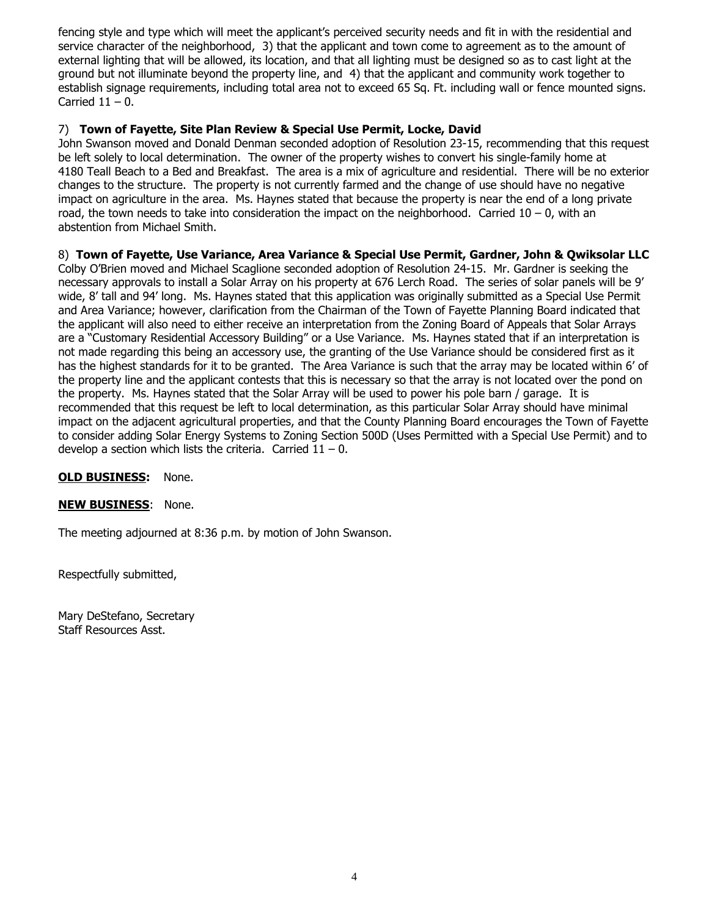fencing style and type which will meet the applicant's perceived security needs and fit in with the residential and service character of the neighborhood, 3) that the applicant and town come to agreement as to the amount of external lighting that will be allowed, its location, and that all lighting must be designed so as to cast light at the ground but not illuminate beyond the property line, and 4) that the applicant and community work together to establish signage requirements, including total area not to exceed 65 Sq. Ft. including wall or fence mounted signs. Carried 11 – 0.

7) **Town of Fayette, Site Plan Review & Special Use Permit, Locke, David**

John Swanson moved and Donald Denman seconded adoption of Resolution 23-15, recommending that this request be left solely to local determination. The owner of the property wishes to convert his single-family home at 4180 Teall Beach to a Bed and Breakfast. The area is a mix of agriculture and residential. There will be no exterior changes to the structure. The property is not currently farmed and the change of use should have no negative impact on agriculture in the area. Ms. Haynes stated that because the property is near the end of a long private road, the town needs to take into consideration the impact on the neighborhood. Carried 10 – 0, with an abstention from Michael Smith.

8) **Town of Fayette, Use Variance, Area Variance & Special Use Permit, Gardner, John & Qwiksolar LLC**

Colby O'Brien moved and Michael Scaglione seconded adoption of Resolution 24-15. Mr. Gardner is seeking the necessary approvals to install a Solar Array on his property at 676 Lerch Road. The series of solar panels will be 9' wide, 8' tall and 94' long. Ms. Haynes stated that this application was originally submitted as a Special Use Permit and Area Variance; however, clarification from the Chairman of the Town of Fayette Planning Board indicated that the applicant will also need to either receive an interpretation from the Zoning Board of Appeals that Solar Arrays are a "Customary Residential Accessory Building" or a Use Variance. Ms. Haynes stated that if an interpretation is not made regarding this being an accessory use, the granting of the Use Variance should be considered first as it has the highest standards for it to be granted. The Area Variance is such that the array may be located within 6' of the property line and the applicant contests that this is necessary so that the array is not located over the pond on the property. Ms. Haynes stated that the Solar Array will be used to power his pole barn / garage. It is recommended that this request be left to local determination, as this particular Solar Array should have minimal impact on the adjacent agricultural properties, and that the County Planning Board encourages the Town of Fayette to consider adding Solar Energy Systems to Zoning Section 500D (Uses Permitted with a Special Use Permit) and to develop a section which lists the criteria. Carried 11 – 0.

**OLD BUSINESS:** None.

**NEW BUSINESS**: None.

The meeting adjourned at 8:36 p.m. by motion of John Swanson.

Respectfully submitted,

Mary DeStefano, Secretary
Staff Resources Asst.